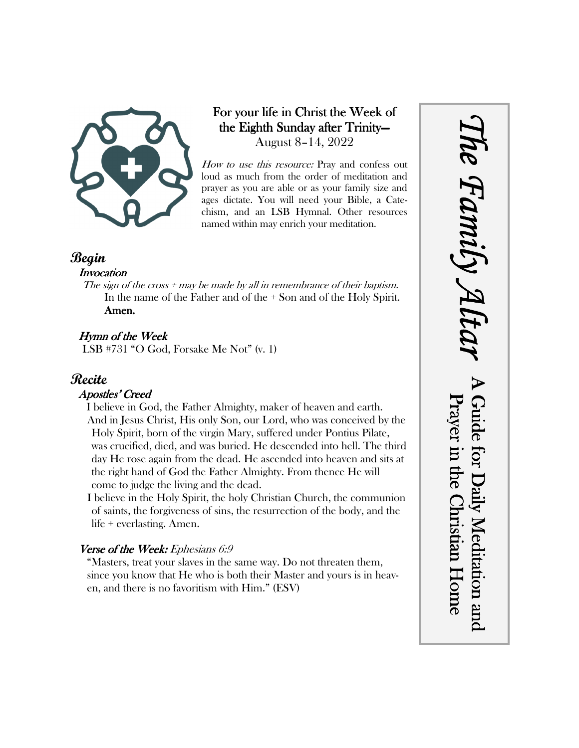# The Family Altar

**A Guide for Daily Meditation and Prayer in the Christian Home**

## For your life in Christ the Week of the Eighth Sunday after Trinity—

August 8–14, 2022

*How to use this resource:* Pray and confess out loud as much from the order of meditation and prayer as you are able or as your family size and ages dictate. You will need your Bible, a Catechism, and an LSB Hymnal. Other resources named within may enrich your meditation.

## Begin

### Invocation

*The sign of the cross + may be made by all in remembrance of their baptism.*

In the name of the Father and of the + Son and of the Holy Spirit. **Amen.**

### Hymn of the Week

LSB #731 "O God, Forsake Me Not" (v. 1)

## Recite

### Apostles' Creed

I believe in God, the Father Almighty, maker of heaven and earth.

And in Jesus Christ, His only Son, our Lord, who was conceived by the Holy Spirit, born of the virgin Mary, suffered under Pontius Pilate, was crucified, died, and was buried. He descended into hell. The third day He rose again from the dead. He ascended into heaven and sits at the right hand of God the Father Almighty. From thence He will come to judge the living and the dead.

I believe in the Holy Spirit, the holy Christian Church, the communion of saints, the forgiveness of sins, the resurrection of the body, and the life + everlasting. Amen.

### Verse of the Week: *Ephesians 6:9*

"Masters, treat your slaves in the same way. Do not threaten them, since you know that He who is both their Master and yours is in heaven, and there is no favoritism with Him." (ESV)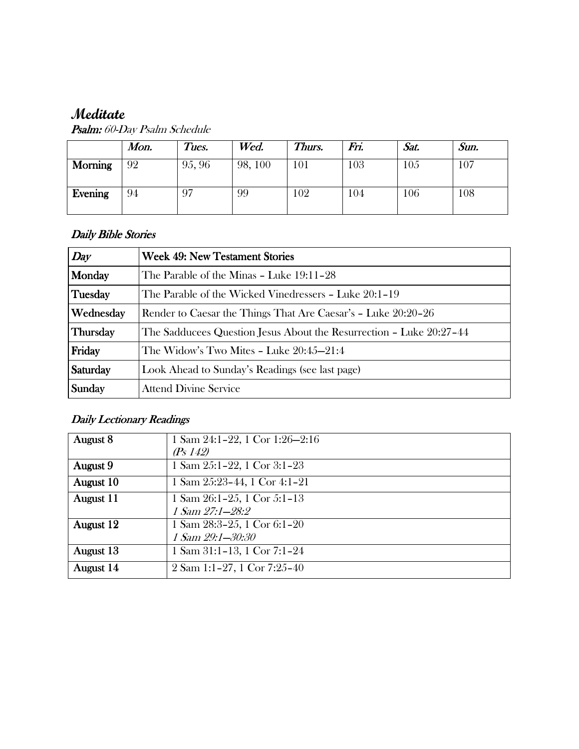# *Meditate*

***Psalm:*** *60-Day Psalm Schedule*

| | *Mon.* | *Tues.* | *Wed.* | *Thurs.* | *Fri.* | *Sat.* | *Sun.* |
|---|---|---|---|---|---|---|---|
| **Morning** | 92 | 95, 96 | 98, 100 | 101 | 103 | 105 | 107 |
| **Evening** | 94 | 97 | 99 | 102 | 104 | 106 | 108 |

## *Daily Bible Stories*

| *Day* | **Week 49: New Testament Stories** |
|---|---|
| **Monday** | The Parable of the Minas – Luke 19:11–28 |
| **Tuesday** | The Parable of the Wicked Vinedressers – Luke 20:1–19 |
| **Wednesday** | Render to Caesar the Things That Are Caesar's – Luke 20:20–26 |
| **Thursday** | The Sadducees Question Jesus About the Resurrection – Luke 20:27–44 |
| **Friday** | The Widow's Two Mites – Luke 20:45—21:4 |
| **Saturday** | Look Ahead to Sunday's Readings (see last page) |
| **Sunday** | Attend Divine Service |

## *Daily Lectionary Readings*

| | |
|---|---|
| **August 8** | 1 Sam 24:1–22, 1 Cor 1:26—2:16<br>*(Ps 142)* |
| **August 9** | 1 Sam 25:1–22, 1 Cor 3:1–23 |
| **August 10** | 1 Sam 25:23–44, 1 Cor 4:1–21 |
| **August 11** | 1 Sam 26:1–25, 1 Cor 5:1–13<br>*1 Sam 27:1—28:2* |
| **August 12** | 1 Sam 28:3–25, 1 Cor 6:1–20<br>*1 Sam 29:1—30:30* |
| **August 13** | 1 Sam 31:1–13, 1 Cor 7:1–24 |
| **August 14** | 2 Sam 1:1–27, 1 Cor 7:25–40 |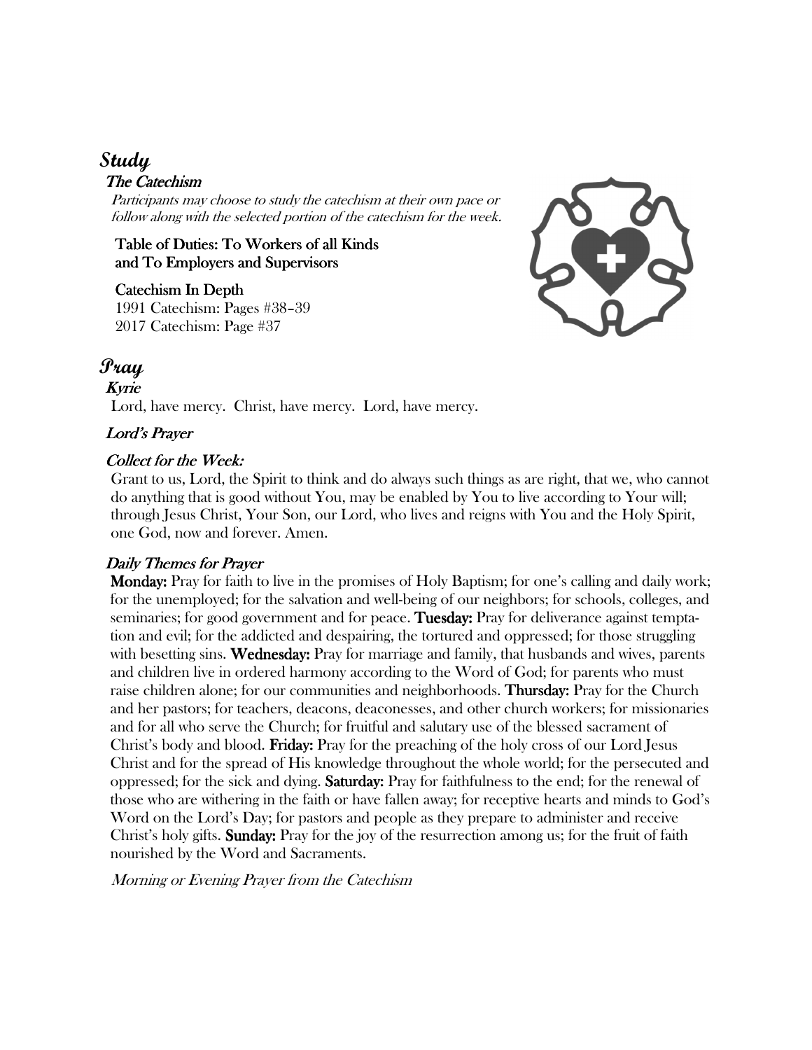# *Study*

## *The Catechism*

*Participants may choose to study the catechism at their own pace or follow along with the selected portion of the catechism for the week.*

**Table of Duties: To Workers of all Kinds and To Employers and Supervisors**

**Catechism In Depth**
1991 Catechism: Pages #38–39
2017 Catechism: Page #37

# *Pray*

## *Kyrie*

Lord, have mercy. Christ, have mercy. Lord, have mercy.

## *Lord's Prayer*

## *Collect for the Week:*

Grant to us, Lord, the Spirit to think and do always such things as are right, that we, who cannot do anything that is good without You, may be enabled by You to live according to Your will; through Jesus Christ, Your Son, our Lord, who lives and reigns with You and the Holy Spirit, one God, now and forever. Amen.

## *Daily Themes for Prayer*

**Monday:** Pray for faith to live in the promises of Holy Baptism; for one's calling and daily work; for the unemployed; for the salvation and well-being of our neighbors; for schools, colleges, and seminaries; for good government and for peace. **Tuesday:** Pray for deliverance against temptation and evil; for the addicted and despairing, the tortured and oppressed; for those struggling with besetting sins. **Wednesday:** Pray for marriage and family, that husbands and wives, parents and children live in ordered harmony according to the Word of God; for parents who must raise children alone; for our communities and neighborhoods. **Thursday:** Pray for the Church and her pastors; for teachers, deacons, deaconesses, and other church workers; for missionaries and for all who serve the Church; for fruitful and salutary use of the blessed sacrament of Christ's body and blood. **Friday:** Pray for the preaching of the holy cross of our Lord Jesus Christ and for the spread of His knowledge throughout the whole world; for the persecuted and oppressed; for the sick and dying. **Saturday:** Pray for faithfulness to the end; for the renewal of those who are withering in the faith or have fallen away; for receptive hearts and minds to God's Word on the Lord's Day; for pastors and people as they prepare to administer and receive Christ's holy gifts. **Sunday:** Pray for the joy of the resurrection among us; for the fruit of faith nourished by the Word and Sacraments.

*Morning or Evening Prayer from the Catechism*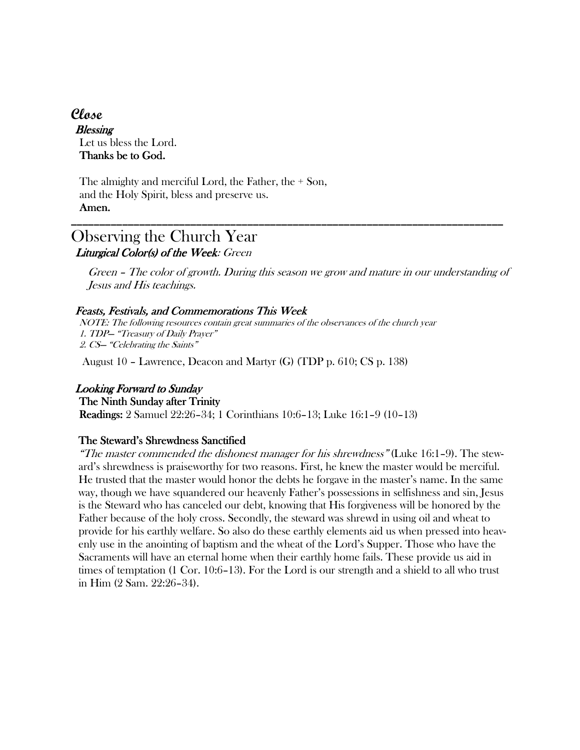## Close

### *Blessing*

Let us bless the Lord.
**Thanks be to God.**

The almighty and merciful Lord, the Father, the + Son,
and the Holy Spirit, bless and preserve us.
**Amen.**

---

# Observing the Church Year

### *Liturgical Color(s) of the Week: Green*

*Green – The color of growth. During this season we grow and mature in our understanding of Jesus and His teachings.*

### *Feasts, Festivals, and Commemorations This Week*

*NOTE: The following resources contain great summaries of the observances of the church year*
*1. TDP— "Treasury of Daily Prayer"*
*2. CS— "Celebrating the Saints"*

August 10 – Lawrence, Deacon and Martyr (G) (TDP p. 610; CS p. 138)

### *Looking Forward to Sunday*

**The Ninth Sunday after Trinity**
**Readings:** 2 Samuel 22:26–34; 1 Corinthians 10:6–13; Luke 16:1–9 (10–13)

**The Steward's Shrewdness Sanctified**

*"The master commended the dishonest manager for his shrewdness"* (Luke 16:1–9). The steward's shrewdness is praiseworthy for two reasons. First, he knew the master would be merciful. He trusted that the master would honor the debts he forgave in the master's name. In the same way, though we have squandered our heavenly Father's possessions in selfishness and sin, Jesus is the Steward who has canceled our debt, knowing that His forgiveness will be honored by the Father because of the holy cross. Secondly, the steward was shrewd in using oil and wheat to provide for his earthly welfare. So also do these earthly elements aid us when pressed into heavenly use in the anointing of baptism and the wheat of the Lord's Supper. Those who have the Sacraments will have an eternal home when their earthly home fails. These provide us aid in times of temptation (1 Cor. 10:6–13). For the Lord is our strength and a shield to all who trust in Him (2 Sam. 22:26–34).